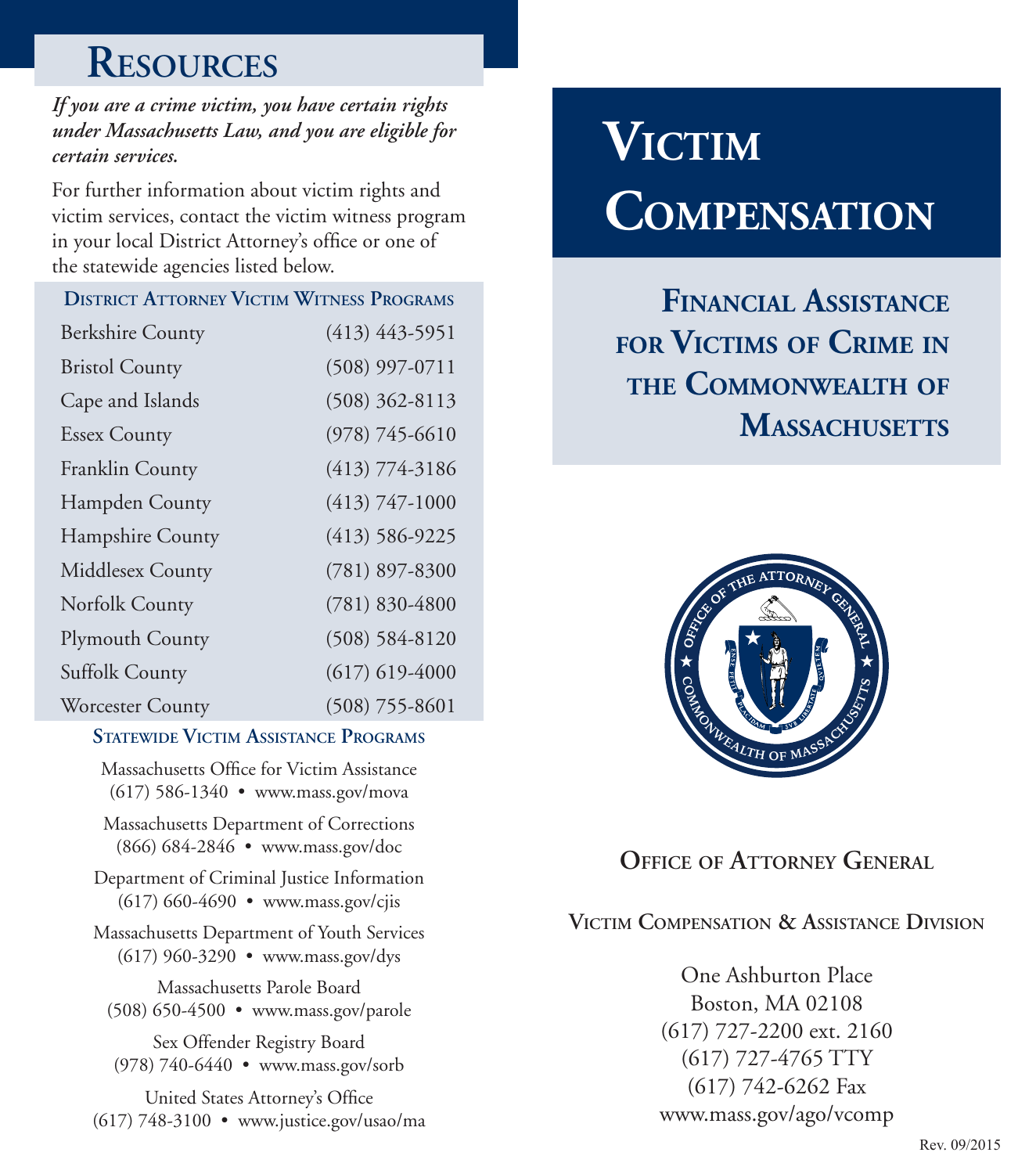# Resources

***If you are a crime victim, you have certain rights under Massachusetts Law, and you are eligible for certain services.***

For further information about victim rights and victim services, contact the victim witness program in your local District Attorney's office or one of the statewide agencies listed below.

### District Attorney Victim Witness Programs

| County | Phone |
|---|---|
| Berkshire County | (413) 443-5951 |
| Bristol County | (508) 997-0711 |
| Cape and Islands | (508) 362-8113 |
| Essex County | (978) 745-6610 |
| Franklin County | (413) 774-3186 |
| Hampden County | (413) 747-1000 |
| Hampshire County | (413) 586-9225 |
| Middlesex County | (781) 897-8300 |
| Norfolk County | (781) 830-4800 |
| Plymouth County | (508) 584-8120 |
| Suffolk County | (617) 619-4000 |
| Worcester County | (508) 755-8601 |

### Statewide Victim Assistance Programs

Massachusetts Office for Victim Assistance
(617) 586-1340 • www.mass.gov/mova

Massachusetts Department of Corrections
(866) 684-2846 • www.mass.gov/doc

Department of Criminal Justice Information
(617) 660-4690 • www.mass.gov/cjis

Massachusetts Department of Youth Services
(617) 960-3290 • www.mass.gov/dys

Massachusetts Parole Board
(508) 650-4500 • www.mass.gov/parole

Sex Offender Registry Board
(978) 740-6440 • www.mass.gov/sorb

United States Attorney's Office
(617) 748-3100 • www.justice.gov/usao/ma

# Victim Compensation

## Financial Assistance for Victims of Crime in the Commonwealth of Massachusetts

**Office of Attorney General**

**Victim Compensation & Assistance Division**

One Ashburton Place
Boston, MA 02108
(617) 727-2200 ext. 2160
(617) 727-4765 TTY
(617) 742-6262 Fax
www.mass.gov/ago/vcomp

Rev. 09/2015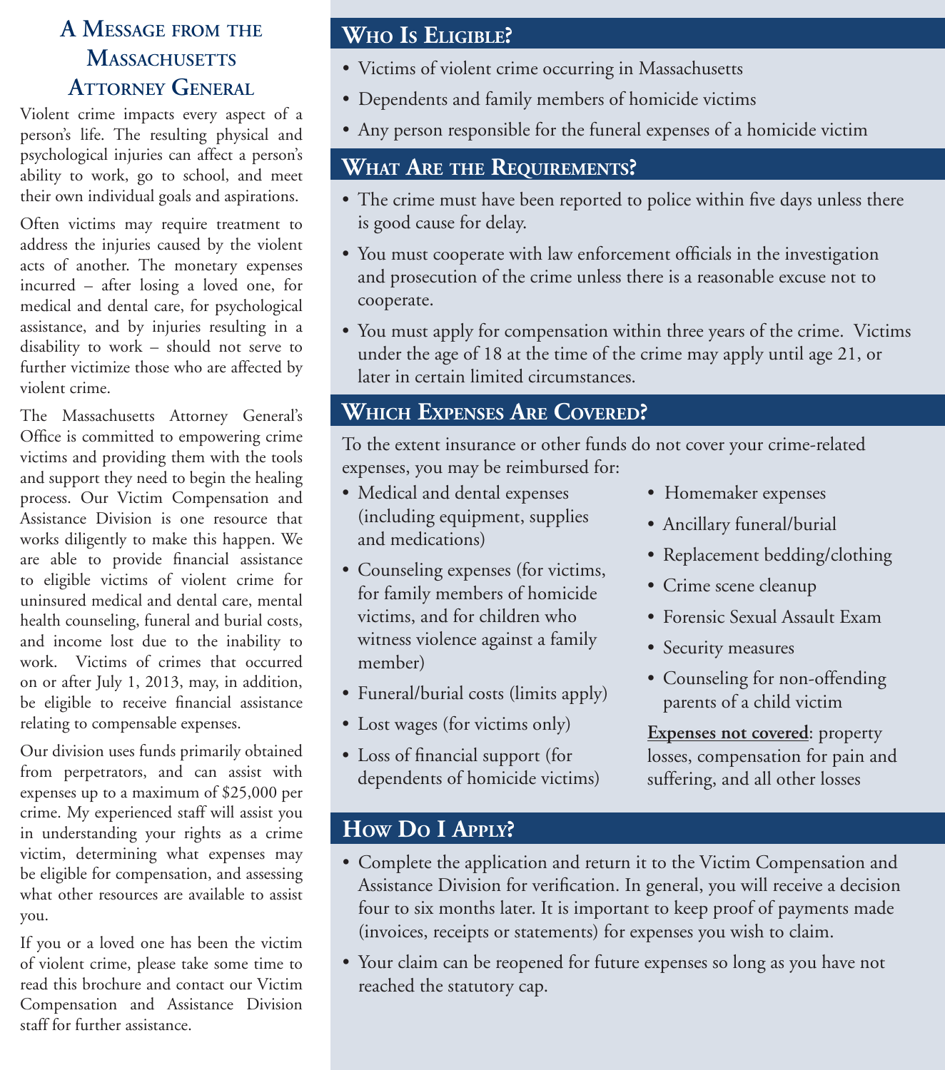## A Message from the Massachusetts Attorney General

Violent crime impacts every aspect of a person's life. The resulting physical and psychological injuries can affect a person's ability to work, go to school, and meet their own individual goals and aspirations.

Often victims may require treatment to address the injuries caused by the violent acts of another. The monetary expenses incurred – after losing a loved one, for medical and dental care, for psychological assistance, and by injuries resulting in a disability to work – should not serve to further victimize those who are affected by violent crime.

The Massachusetts Attorney General's Office is committed to empowering crime victims and providing them with the tools and support they need to begin the healing process. Our Victim Compensation and Assistance Division is one resource that works diligently to make this happen. We are able to provide financial assistance to eligible victims of violent crime for uninsured medical and dental care, mental health counseling, funeral and burial costs, and income lost due to the inability to work. Victims of crimes that occurred on or after July 1, 2013, may, in addition, be eligible to receive financial assistance relating to compensable expenses.

Our division uses funds primarily obtained from perpetrators, and can assist with expenses up to a maximum of $25,000 per crime. My experienced staff will assist you in understanding your rights as a crime victim, determining what expenses may be eligible for compensation, and assessing what other resources are available to assist you.

If you or a loved one has been the victim of violent crime, please take some time to read this brochure and contact our Victim Compensation and Assistance Division staff for further assistance.

## Who Is Eligible?

- Victims of violent crime occurring in Massachusetts
- Dependents and family members of homicide victims
- Any person responsible for the funeral expenses of a homicide victim

## What Are the Requirements?

- The crime must have been reported to police within five days unless there is good cause for delay.
- You must cooperate with law enforcement officials in the investigation and prosecution of the crime unless there is a reasonable excuse not to cooperate.
- You must apply for compensation within three years of the crime. Victims under the age of 18 at the time of the crime may apply until age 21, or later in certain limited circumstances.

## Which Expenses Are Covered?

To the extent insurance or other funds do not cover your crime-related expenses, you may be reimbursed for:

- Medical and dental expenses (including equipment, supplies and medications)
- Counseling expenses (for victims, for family members of homicide victims, and for children who witness violence against a family member)
- Funeral/burial costs (limits apply)
- Lost wages (for victims only)
- Loss of financial support (for dependents of homicide victims)
- Homemaker expenses
- Ancillary funeral/burial
- Replacement bedding/clothing
- Crime scene cleanup
- Forensic Sexual Assault Exam
- Security measures
- Counseling for non-offending parents of a child victim

**Expenses not covered**: property losses, compensation for pain and suffering, and all other losses

## How Do I Apply?

- Complete the application and return it to the Victim Compensation and Assistance Division for verification. In general, you will receive a decision four to six months later. It is important to keep proof of payments made (invoices, receipts or statements) for expenses you wish to claim.
- Your claim can be reopened for future expenses so long as you have not reached the statutory cap.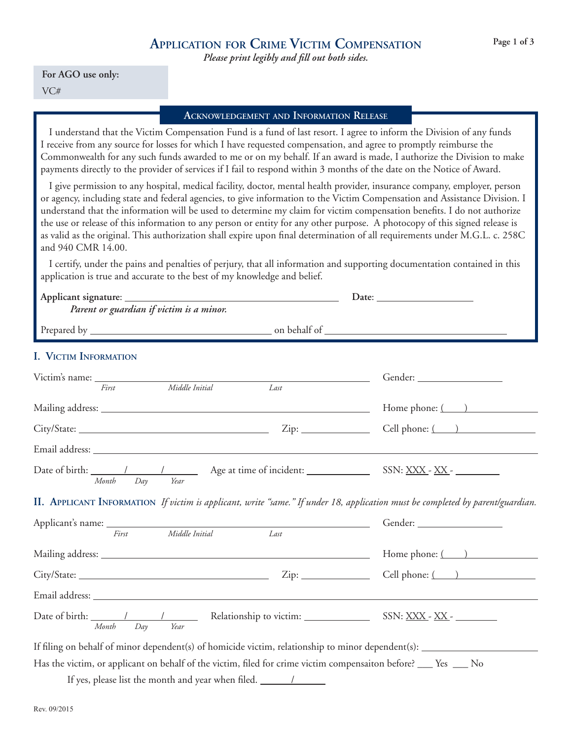# Application for Crime Victim Compensation

*Please print legibly and fill out both sides.*

**For AGO use only:**

VC#

## Acknowledgement and Information Release

I understand that the Victim Compensation Fund is a fund of last resort. I agree to inform the Division of any funds I receive from any source for losses for which I have requested compensation, and agree to promptly reimburse the Commonwealth for any such funds awarded to me or on my behalf. If an award is made, I authorize the Division to make payments directly to the provider of services if I fail to respond within 3 months of the date on the Notice of Award.

I give permission to any hospital, medical facility, doctor, mental health provider, insurance company, employer, person or agency, including state and federal agencies, to give information to the Victim Compensation and Assistance Division. I understand that the information will be used to determine my claim for victim compensation benefits. I do not authorize the use or release of this information to any person or entity for any other purpose. A photocopy of this signed release is as valid as the original. This authorization shall expire upon final determination of all requirements under M.G.L. c. 258C and 940 CMR 14.00.

I certify, under the pains and penalties of perjury, that all information and supporting documentation contained in this application is true and accurate to the best of my knowledge and belief.

**Applicant signature**: ______________________________ **Date**: ______________

*Parent or guardian if victim is a minor.*

Prepared by ______________________________ on behalf of ______________________________

## I. Victim Information

Victim's name: ______________________________ Gender: ______________

*First Middle Initial Last*

Mailing address: ______________________________ Home phone: ( ) ______________

City/State: ______________________ Zip: __________ Cell phone: ( ) ______________

Email address: ______________________________

Date of birth: ____/____/____ Age at time of incident: __________ SSN: XXX - XX - ________

*Month Day Year*

## II. Applicant Information

*If victim is applicant, write "same." If under 18, application must be completed by parent/guardian.*

Applicant's name: ______________________________ Gender: ______________

*First Middle Initial Last*

Mailing address: ______________________________ Home phone: ( ) ______________

City/State: ______________________ Zip: __________ Cell phone: ( ) ______________

Email address: ______________________________

Date of birth: ____/____/____ Relationship to victim: __________ SSN: XXX - XX - ________

*Month Day Year*

If filing on behalf of minor dependent(s) of homicide victim, relationship to minor dependent(s): ______________

Has the victim, or applicant on behalf of the victim, filed for crime victim compensaiton before? ___ Yes ___ No

If yes, please list the month and year when filed. ____/____

Rev. 09/2015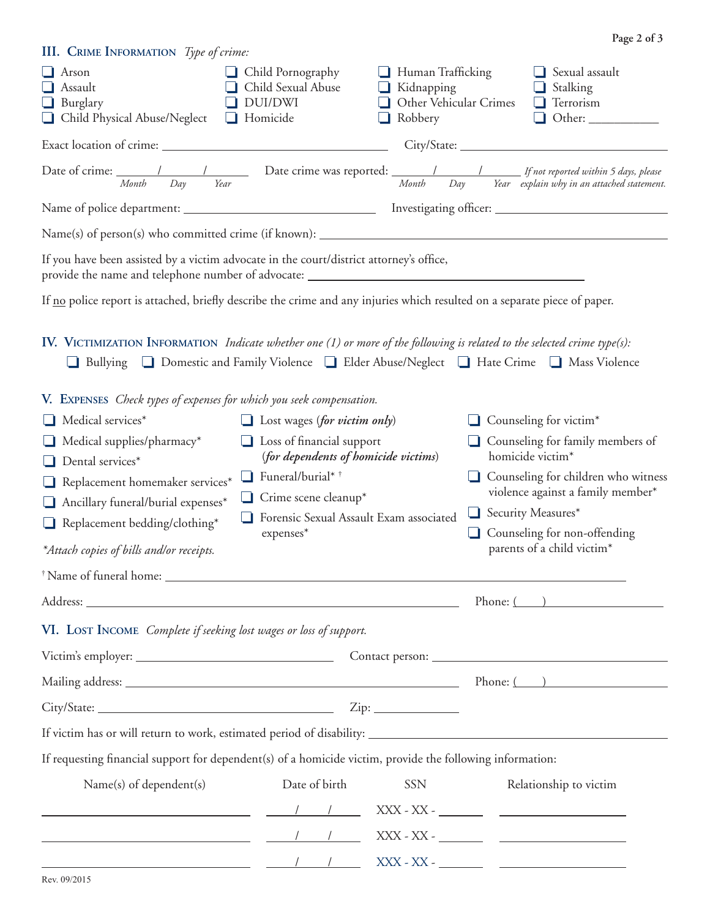## III. Crime Information *Type of crime:*

- ❑ Arson
- ❑ Assault
- ❑ Burglary
- ❑ Child Physical Abuse/Neglect
- ❑ Child Pornography
- ❑ Child Sexual Abuse
- ❑ DUI/DWI
- ❑ Homicide
- ❑ Human Trafficking
- ❑ Kidnapping
- ❑ Other Vehicular Crimes
- ❑ Robbery
- ❑ Sexual assault
- ❑ Stalking
- ❑ Terrorism
- ❑ Other: ___________

Exact location of crime: ______________________________ City/State: ______________________________

Date of crime: ____/____/____ (Month Day Year) Date crime was reported: ____/____/____ (Month Day Year) *If not reported within 5 days, please explain why in an attached statement.*

Name of police department: ______________________________ Investigating officer: ______________________________

Name(s) of person(s) who committed crime (if known): ______________________________

If you have been assisted by a victim advocate in the court/district attorney's office, provide the name and telephone number of advocate: ______________________________

If no police report is attached, briefly describe the crime and any injuries which resulted on a separate piece of paper.

## IV. Victimization Information *Indicate whether one (1) or more of the following is related to the selected crime type(s):*

❑ Bullying ❑ Domestic and Family Violence ❑ Elder Abuse/Neglect ❑ Hate Crime ❑ Mass Violence

## V. Expenses *Check types of expenses for which you seek compensation.*

- ❑ Medical services*
- ❑ Medical supplies/pharmacy*
- ❑ Dental services*
- ❑ Replacement homemaker services*
- ❑ Ancillary funeral/burial expenses*
- ❑ Replacement bedding/clothing*
- ❑ Lost wages (***for victim only***)
- ❑ Loss of financial support (***for dependents of homicide victims***)
- ❑ Funeral/burial* †
- ❑ Crime scene cleanup*
- ❑ Forensic Sexual Assault Exam associated expenses*
- ❑ Counseling for victim*
- ❑ Counseling for family members of homicide victim*
- ❑ Counseling for children who witness violence against a family member*
- ❑ Security Measures*
- ❑ Counseling for non-offending parents of a child victim*

**Attach copies of bills and/or receipts.*

† Name of funeral home: ______________________________

Address: ______________________________ Phone: (    ) ______________

## VI. Lost Income *Complete if seeking lost wages or loss of support.*

Victim's employer: ______________________________ Contact person: ______________________________

Mailing address: ______________________________ Phone: (    ) ______________

City/State: ______________________________ Zip: ______________

If victim has or will return to work, estimated period of disability: ______________________________

If requesting financial support for dependent(s) of a homicide victim, provide the following information:

| Name(s) of dependent(s) | Date of birth | SSN | Relationship to victim |
|---|---|---|---|
| | / / | XXX - XX - | |
| | / / | XXX - XX - | |
| | / / | XXX - XX - | |

Rev. 09/2015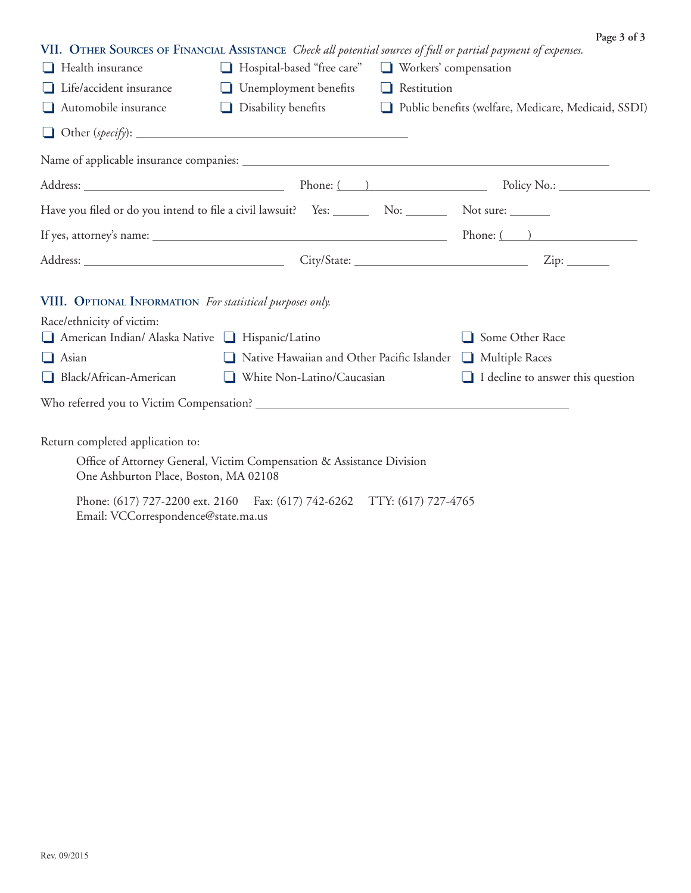## VII. Other Sources of Financial Assistance *Check all potential sources of full or partial payment of expenses.*

- ❑ Health insurance
- ❑ Hospital-based "free care"
- ❑ Workers' compensation
- ❑ Life/accident insurance
- ❑ Unemployment benefits
- ❑ Restitution
- ❑ Automobile insurance
- ❑ Disability benefits
- ❑ Public benefits (welfare, Medicare, Medicaid, SSDI)
- ❑ Other (*specify*): ______________________________

Name of applicable insurance companies: ______________________________

Address: ______________________ Phone: ( ) ______________ Policy No.: ______________

Have you filed or do you intend to file a civil lawsuit? Yes: ______ No: ______ Not sure: ______

If yes, attorney's name: ______________________________ Phone: ( ) ______________

Address: ______________________ City/State: ______________________ Zip: ______

## VIII. Optional Information *For statistical purposes only.*

Race/ethnicity of victim:

- ❑ American Indian/ Alaska Native
- ❑ Hispanic/Latino
- ❑ Some Other Race
- ❑ Asian
- ❑ Native Hawaiian and Other Pacific Islander
- ❑ Multiple Races
- ❑ Black/African-American
- ❑ White Non-Latino/Caucasian
- ❑ I decline to answer this question

Who referred you to Victim Compensation? ______________________________

Return completed application to:

Office of Attorney General, Victim Compensation & Assistance Division
One Ashburton Place, Boston, MA 02108

Phone: (617) 727-2200 ext. 2160 Fax: (617) 742-6262 TTY: (617) 727-4765
Email: VCCorrespondence@state.ma.us

Rev. 09/2015